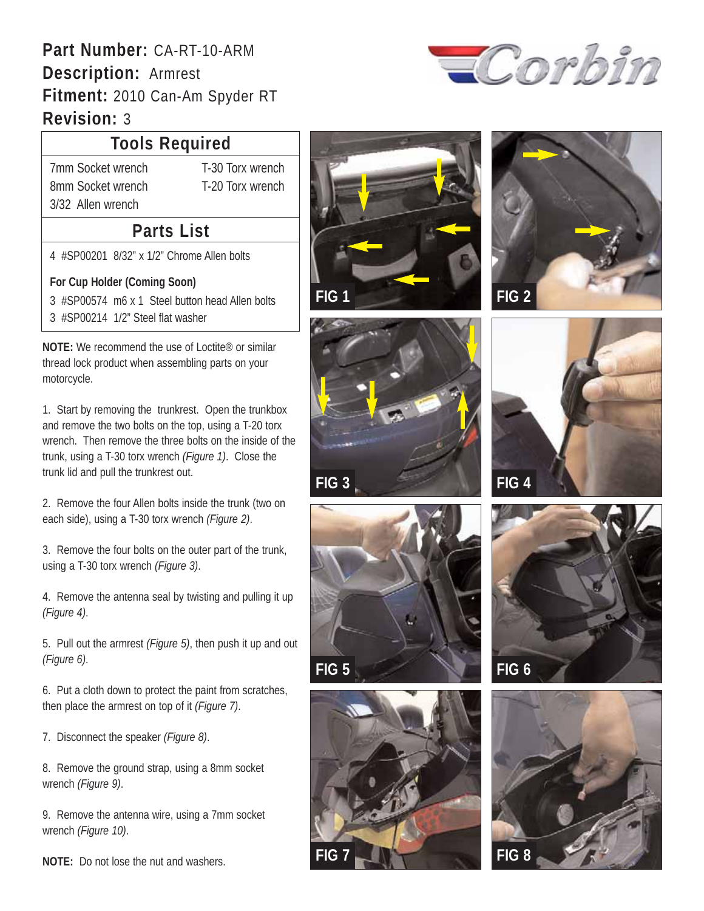**Part Number:** CA-RT-10-ARM
**Description:** Armrest
**Fitment:** 2010 Can-Am Spyder RT
**Revision:** 3

## Tools Required

| | |
|---|---|
| 7mm Socket wrench | T-30 Torx wrench |
| 8mm Socket wrench | T-20 Torx wrench |
| 3/32 Allen wrench | |

## Parts List

4 #SP00201 8/32" x 1/2" Chrome Allen bolts

**For Cup Holder (Coming Soon)**

3 #SP00574 m6 x 1 Steel button head Allen bolts
3 #SP00214 1/2" Steel flat washer

**NOTE:** We recommend the use of Loctite® or similar thread lock product when assembling parts on your motorcycle.

1. Start by removing the trunkrest. Open the trunkbox and remove the two bolts on the top, using a T-20 torx wrench. Then remove the three bolts on the inside of the trunk, using a T-30 torx wrench *(Figure 1)*. Close the trunk lid and pull the trunkrest out.

2. Remove the four Allen bolts inside the trunk (two on each side), using a T-30 torx wrench *(Figure 2)*.

3. Remove the four bolts on the outer part of the trunk, using a T-30 torx wrench *(Figure 3)*.

4. Remove the antenna seal by twisting and pulling it up *(Figure 4)*.

5. Pull out the armrest *(Figure 5)*, then push it up and out *(Figure 6)*.

6. Put a cloth down to protect the paint from scratches, then place the armrest on top of it *(Figure 7)*.

7. Disconnect the speaker *(Figure 8)*.

8. Remove the ground strap, using a 8mm socket wrench *(Figure 9)*.

9. Remove the antenna wire, using a 7mm socket wrench *(Figure 10)*.

**NOTE:** Do not lose the nut and washers.

FIG 1

FIG 2

FIG 3

FIG 4

FIG 5

FIG 6

FIG 7

FIG 8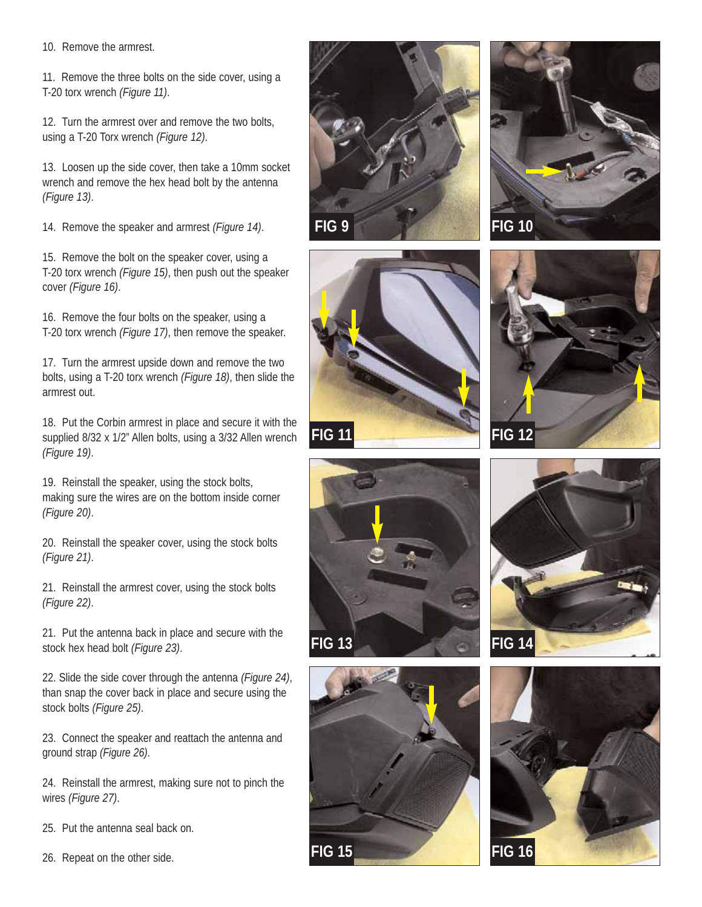10. Remove the armrest.

11. Remove the three bolts on the side cover, using a T-20 torx wrench *(Figure 11)*.

12. Turn the armrest over and remove the two bolts, using a T-20 Torx wrench *(Figure 12)*.

13. Loosen up the side cover, then take a 10mm socket wrench and remove the hex head bolt by the antenna *(Figure 13)*.

14. Remove the speaker and armrest *(Figure 14)*.

15. Remove the bolt on the speaker cover, using a T-20 torx wrench *(Figure 15)*, then push out the speaker cover *(Figure 16)*.

16. Remove the four bolts on the speaker, using a T-20 torx wrench *(Figure 17)*, then remove the speaker.

17. Turn the armrest upside down and remove the two bolts, using a T-20 torx wrench *(Figure 18)*, then slide the armrest out.

18. Put the Corbin armrest in place and secure it with the supplied 8/32 x 1/2" Allen bolts, using a 3/32 Allen wrench *(Figure 19)*.

19. Reinstall the speaker, using the stock bolts, making sure the wires are on the bottom inside corner *(Figure 20)*.

20. Reinstall the speaker cover, using the stock bolts *(Figure 21)*.

21. Reinstall the armrest cover, using the stock bolts *(Figure 22)*.

21. Put the antenna back in place and secure with the stock hex head bolt *(Figure 23)*.

22. Slide the side cover through the antenna *(Figure 24)*, than snap the cover back in place and secure using the stock bolts *(Figure 25)*.

23. Connect the speaker and reattach the antenna and ground strap *(Figure 26)*.

24. Reinstall the armrest, making sure not to pinch the wires *(Figure 27)*.

25. Put the antenna seal back on.

26. Repeat on the other side.

FIG 9

FIG 10

FIG 11

FIG 12

FIG 13

FIG 14

FIG 15

FIG 16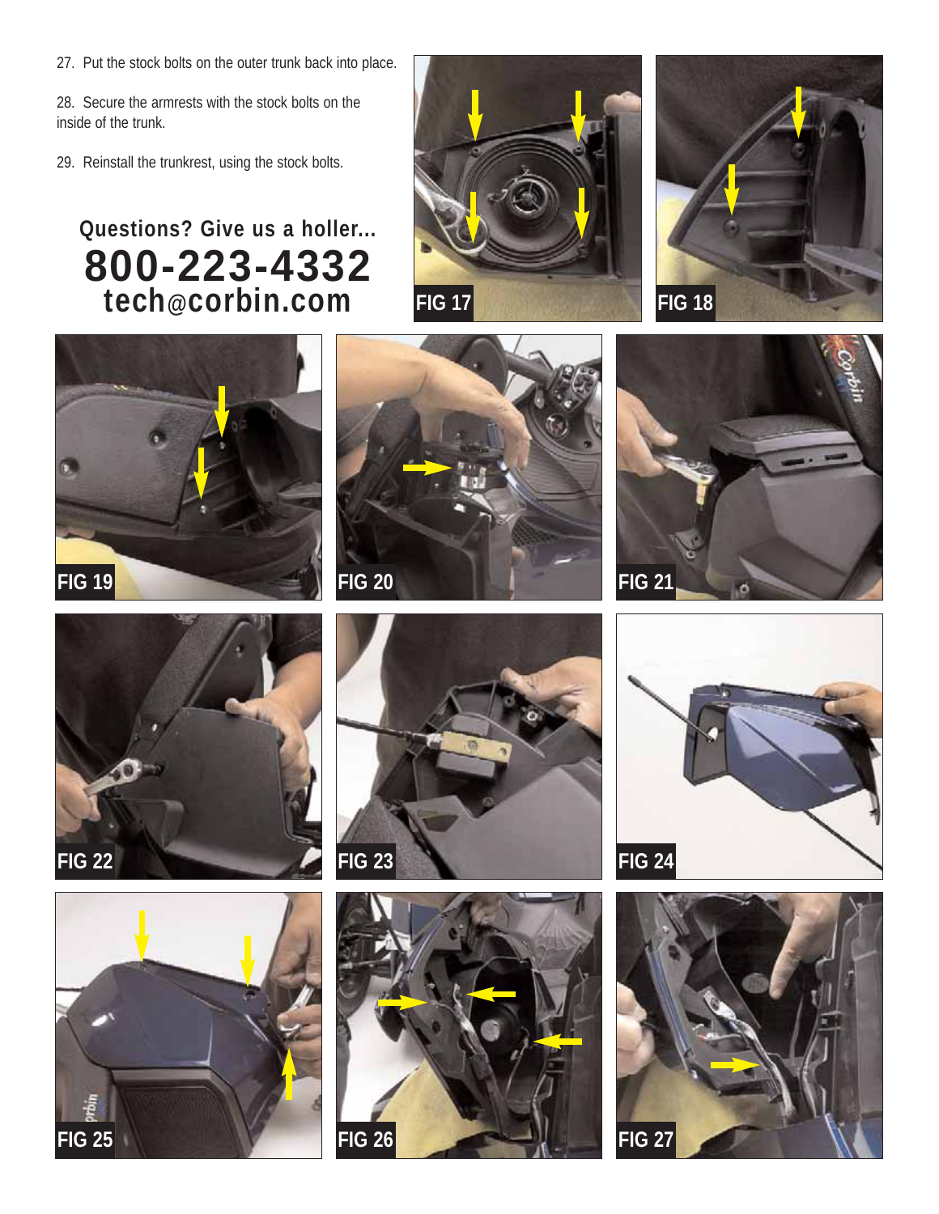27. Put the stock bolts on the outer trunk back into place.

28. Secure the armrests with the stock bolts on the inside of the trunk.

29. Reinstall the trunkrest, using the stock bolts.

**Questions? Give us a holler...**

# 800-223-4332

**tech@corbin.com**

FIG 17

FIG 18

FIG 19

FIG 20

FIG 21

FIG 22

FIG 23

FIG 24

FIG 25

FIG 26

FIG 27